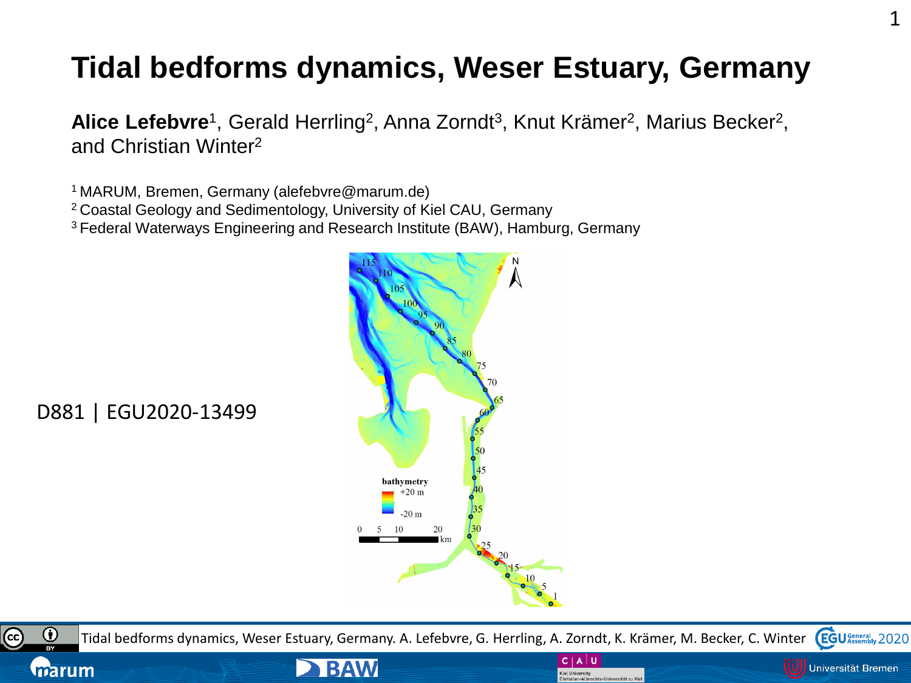# Tidal bedforms dynamics, Weser Estuary, Germany

**Alice Lefebvre**[1], Gerald Herrling[2], Anna Zorndt[3], Knut Krämer[2], Marius Becker[2], and Christian Winter[2]

[1] MARUM, Bremen, Germany (alefebvre@marum.de)
[2] Coastal Geology and Sedimentology, University of Kiel CAU, Germany
[3] Federal Waterways Engineering and Research Institute (BAW), Hamburg, Germany

D881 | EGU2020-13499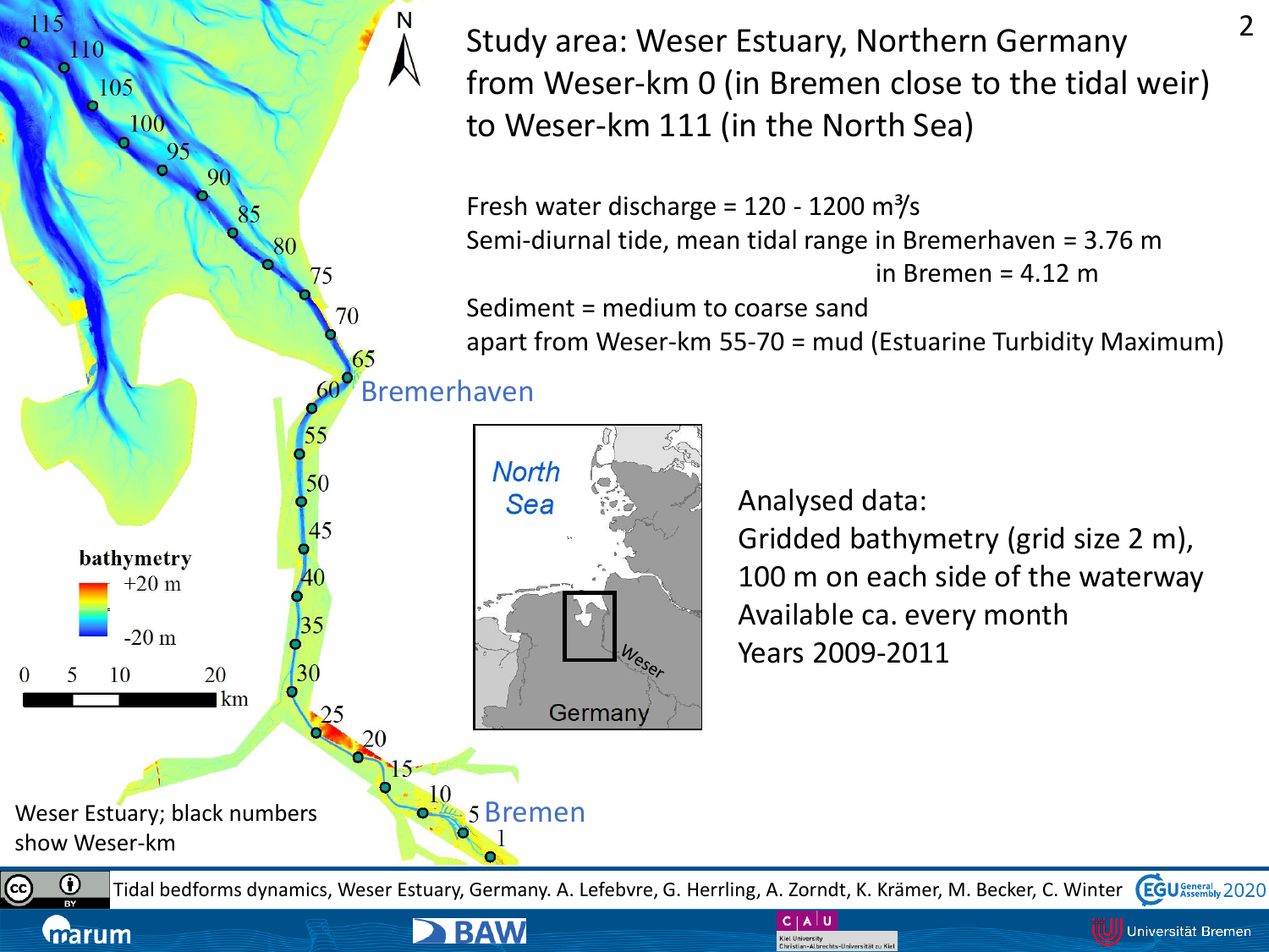# Study area: Weser Estuary, Northern Germany from Weser-km 0 (in Bremen close to the tidal weir) to Weser-km 111 (in the North Sea)

Fresh water discharge = 120 - 1200 $m^3/s$

Semi-diurnal tide, mean tidal range in Bremerhaven = 3.76 m

in Bremen = 4.12 m

Sediment = medium to coarse sand

apart from Weser-km 55-70 = mud (Estuarine Turbidity Maximum)

Analysed data:

Gridded bathymetry (grid size 2 m),

100 m on each side of the waterway

Available ca. every month

Years 2009-2011

Weser Estuary; black numbers show Weser-km

Tidal bedforms dynamics, Weser Estuary, Germany. A. Lefebvre, G. Herrling, A. Zorndt, K. Krämer, M. Becker, C. Winter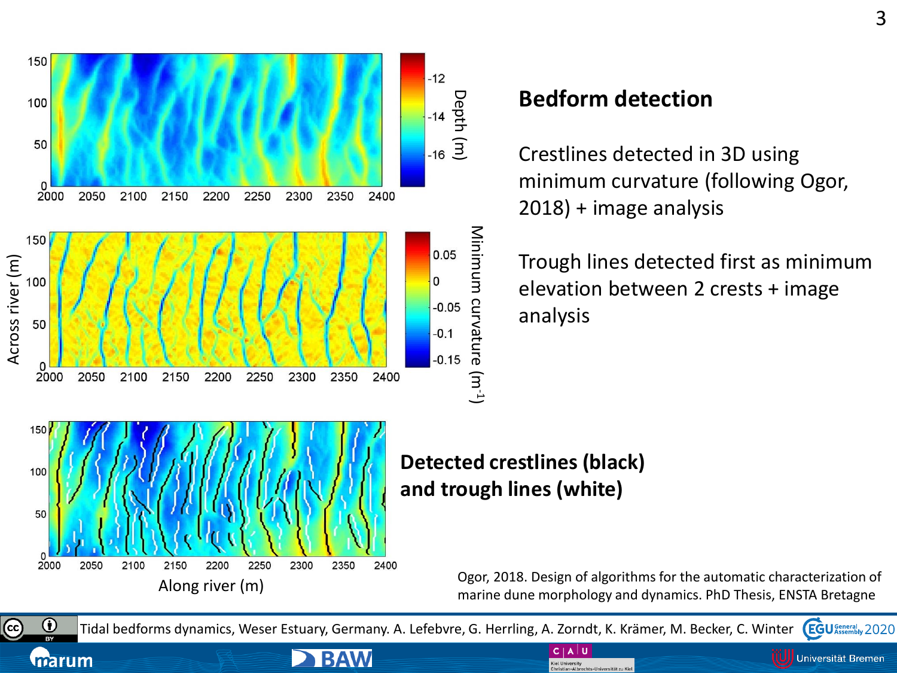## Bedform detection

Crestlines detected in 3D using minimum curvature (following Ogor, 2018) + image analysis

Trough lines detected first as minimum elevation between 2 crests + image analysis

**Detected crestlines (black) and trough lines (white)**

Ogor, 2018. Design of algorithms for the automatic characterization of marine dune morphology and dynamics. PhD Thesis, ENSTA Bretagne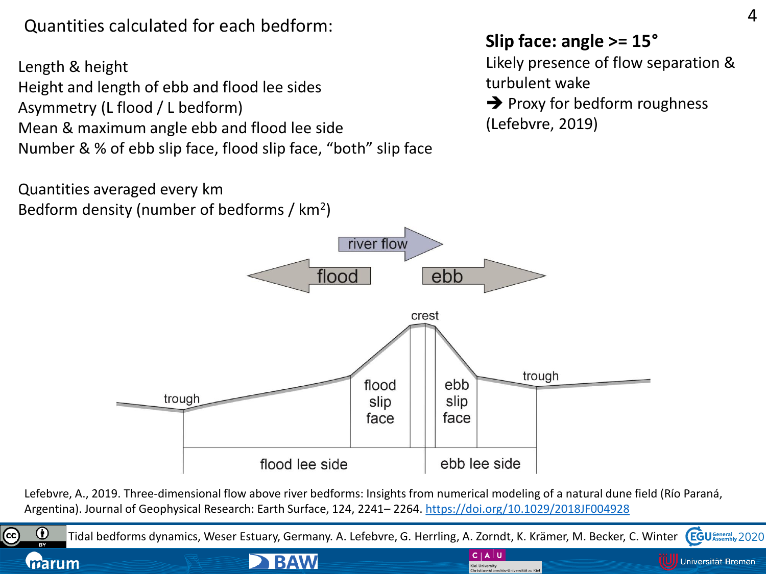Quantities calculated for each bedform:

Length & height
Height and length of ebb and flood lee sides
Asymmetry (L flood / L bedform)
Mean & maximum angle ebb and flood lee side
Number & % of ebb slip face, flood slip face, “both” slip face

Quantities averaged every km
Bedform density (number of bedforms / $km^2$)

**Slip face: angle >= 15°**

Likely presence of flow separation & turbulent wake
➔ Proxy for bedform roughness (Lefebvre, 2019)

river flow
flood
ebb
crest
trough
flood slip face
ebb slip face
trough
flood lee side
ebb lee side

Lefebvre, A., 2019. Three-dimensional flow above river bedforms: Insights from numerical modeling of a natural dune field (Río Paraná, Argentina). Journal of Geophysical Research: Earth Surface, 124, 2241– 2264. https://doi.org/10.1029/2018JF004928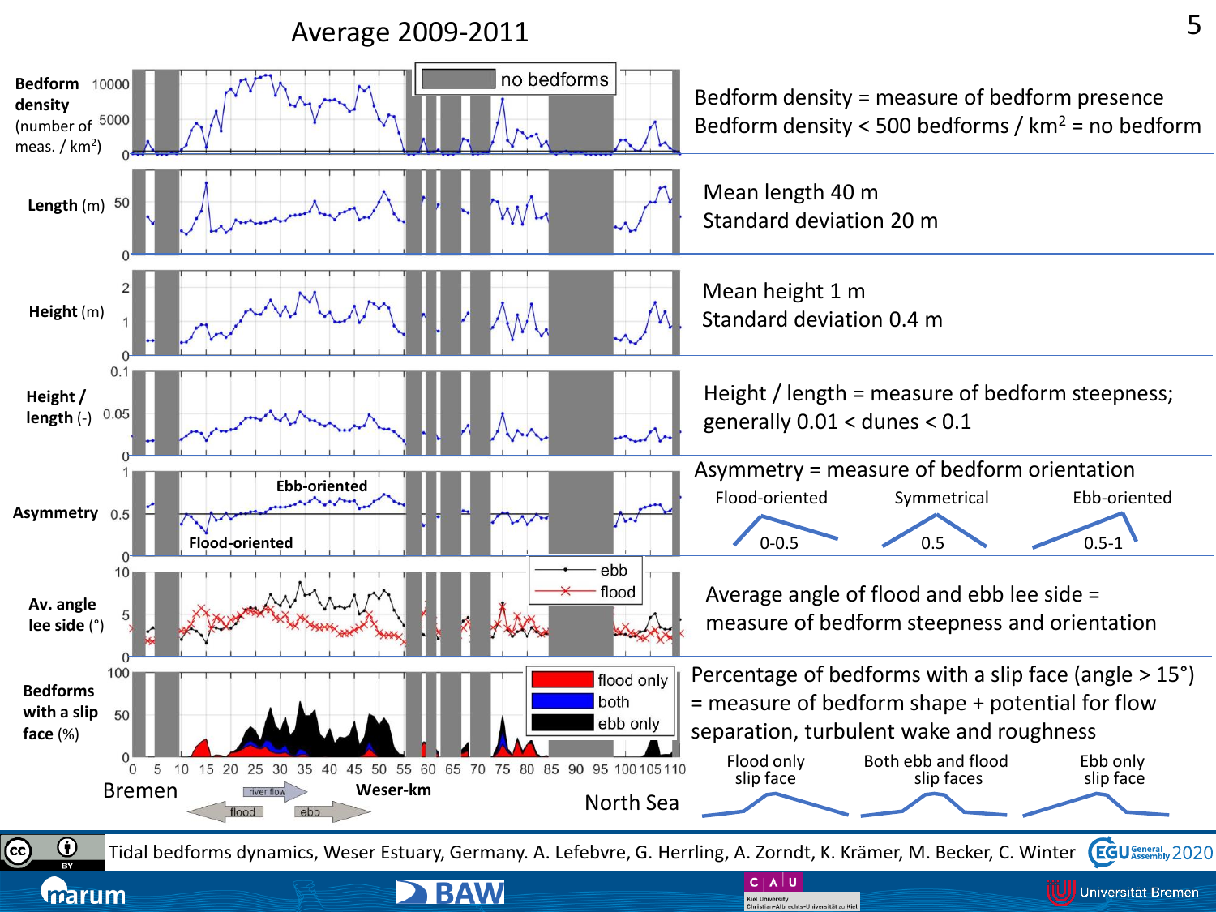# Average 2009-2011

Bedform density = measure of bedform presence
Bedform density < 500 bedforms / km² = no bedform

Mean length 40 m
Standard deviation 20 m

Mean height 1 m
Standard deviation 0.4 m

Height / length = measure of bedform steepness; generally 0.01 < dunes < 0.1

Asymmetry = measure of bedform orientation

| Flood-oriented | Symmetrical | Ebb-oriented |
|---|---|---|
| 0-0.5 | 0.5 | 0.5-1 |

Average angle of flood and ebb lee side = measure of bedform steepness and orientation

Percentage of bedforms with a slip face (angle > 15°) = measure of bedform shape + potential for flow separation, turbulent wake and roughness

| Flood only slip face | Both ebb and flood slip faces | Ebb only slip face |
|---|---|---|

Tidal bedforms dynamics, Weser Estuary, Germany. A. Lefebvre, G. Herrling, A. Zorndt, K. Krämer, M. Becker, C. Winter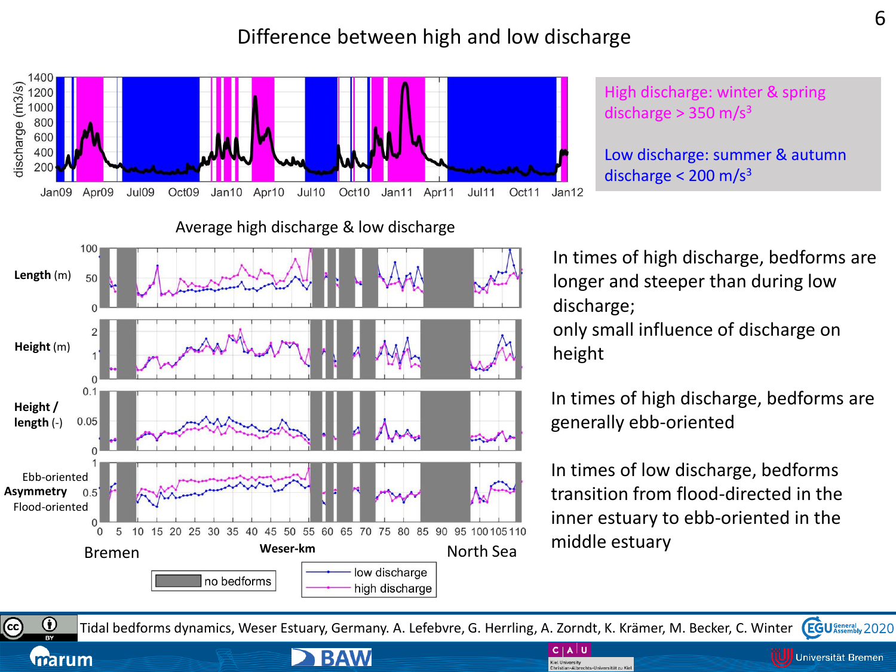# Difference between high and low discharge

High discharge: winter & spring
discharge > 350 $m/s^3$

Low discharge: summer & autumn
discharge < 200 $m/s^3$

Average high discharge & low discharge

In times of high discharge, bedforms are longer and steeper than during low discharge;
only small influence of discharge on height

In times of high discharge, bedforms are generally ebb-oriented

In times of low discharge, bedforms transition from flood-directed in the inner estuary to ebb-oriented in the middle estuary

Tidal bedforms dynamics, Weser Estuary, Germany. A. Lefebvre, G. Herrling, A. Zorndt, K. Krämer, M. Becker, C. Winter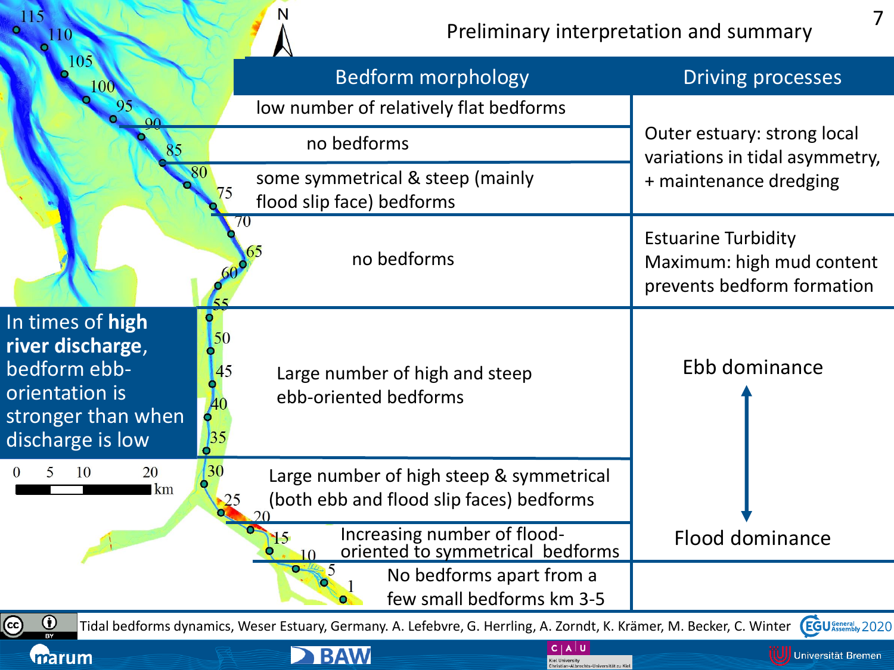# Preliminary interpretation and summary

| Bedform morphology | Driving processes |
|---|---|
| low number of relatively flat bedforms | Outer estuary: strong local variations in tidal asymmetry, + maintenance dredging |
| no bedforms | |
| some symmetrical & steep (mainly flood slip face) bedforms | |
| no bedforms | Estuarine Turbidity Maximum: high mud content prevents bedform formation |
| Large number of high and steep ebb-oriented bedforms | Ebb dominance |
| Large number of high steep & symmetrical (both ebb and flood slip faces) bedforms | ↕ |
| Increasing number of flood-oriented to symmetrical bedforms | Flood dominance |
| No bedforms apart from a few small bedforms km 3-5 | |

In times of **high river discharge**, bedform ebb-orientation is stronger than when discharge is low

N

115
110
105
100
95
90
85
80
75
70
65
60
55
50
45
40
35
30
25
20
15
10
5
1

0 5 10 20 km

Tidal bedforms dynamics, Weser Estuary, Germany. A. Lefebvre, G. Herrling, A. Zorndt, K. Krämer, M. Becker, C. Winter